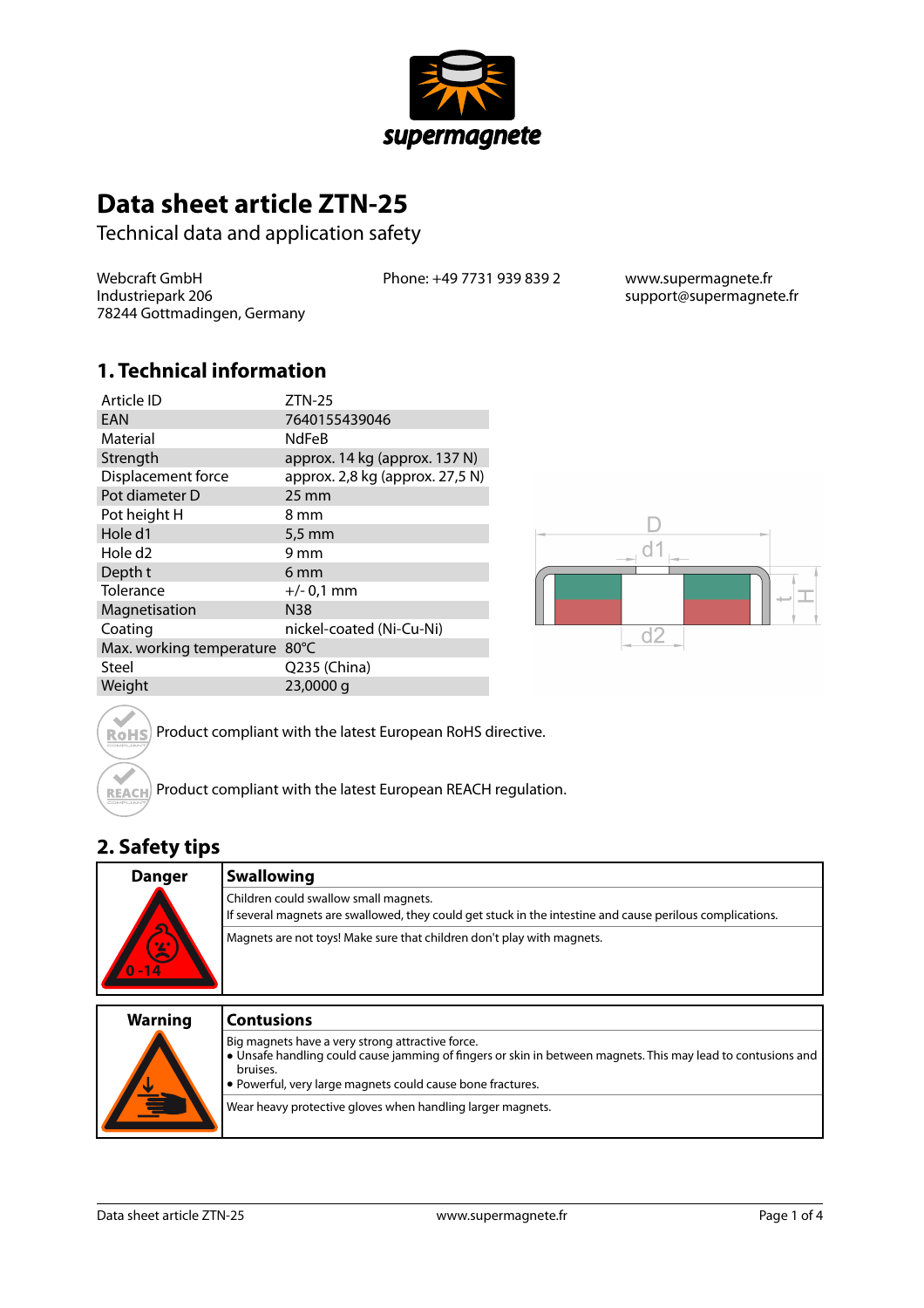# Data sheet article ZTN-25

Technical data and application safety

Webcraft GmbH
Industriepark 206
78244 Gottmadingen, Germany

Phone: +49 7731 939 839 2

www.supermagnete.fr
support@supermagnete.fr

## 1. Technical information

| | |
|---|---|
| Article ID | ZTN-25 |
| EAN | 7640155439046 |
| Material | NdFeB |
| Strength | approx. 14 kg (approx. 137 N) |
| Displacement force | approx. 2,8 kg (approx. 27,5 N) |
| Pot diameter D | 25 mm |
| Pot height H | 8 mm |
| Hole d1 | 5,5 mm |
| Hole d2 | 9 mm |
| Depth t | 6 mm |
| Tolerance | +/- 0,1 mm |
| Magnetisation | N38 |
| Coating | nickel-coated (Ni-Cu-Ni) |
| Max. working temperature | 80°C |
| Steel | Q235 (China) |
| Weight | 23,0000 g |

Product compliant with the latest European RoHS directive.

Product compliant with the latest European REACH regulation.

## 2. Safety tips

| Danger | Swallowing |
|---|---|
| | Children could swallow small magnets.<br>If several magnets are swallowed, they could get stuck in the intestine and cause perilous complications. |
| | Magnets are not toys! Make sure that children don't play with magnets. |

| Warning | Contusions |
|---|---|
| | Big magnets have a very strong attractive force.<br>• Unsafe handling could cause jamming of fingers or skin in between magnets. This may lead to contusions and bruises.<br>• Powerful, very large magnets could cause bone fractures. |
| | Wear heavy protective gloves when handling larger magnets. |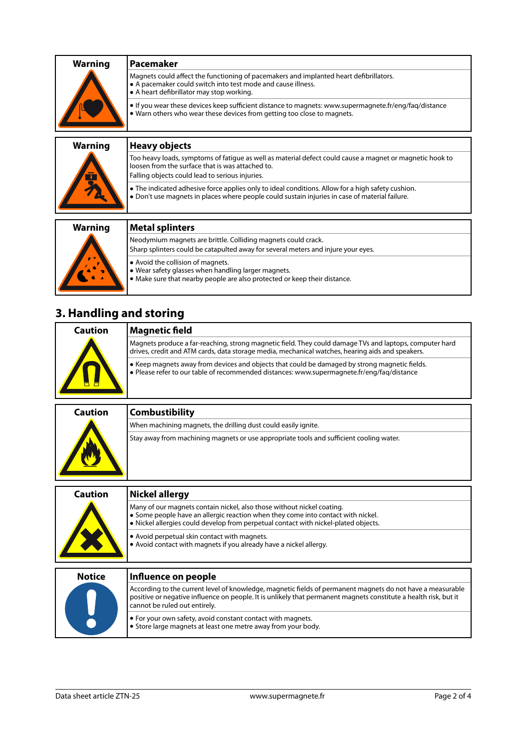| Warning | Pacemaker |
|---|---|
| | Magnets could affect the functioning of pacemakers and implanted heart defibrillators.<br>• A pacemaker could switch into test mode and cause illness.<br>• A heart defibrillator may stop working. |
| | • If you wear these devices keep sufficient distance to magnets: www.supermagnete.fr/eng/faq/distance<br>• Warn others who wear these devices from getting too close to magnets. |

| Warning | Heavy objects |
|---|---|
| | Too heavy loads, symptoms of fatigue as well as material defect could cause a magnet or magnetic hook to loosen from the surface that is was attached to.<br>Falling objects could lead to serious injuries. |
| | • The indicated adhesive force applies only to ideal conditions. Allow for a high safety cushion.<br>• Don't use magnets in places where people could sustain injuries in case of material failure. |

| Warning | Metal splinters |
|---|---|
| | Neodymium magnets are brittle. Colliding magnets could crack.<br>Sharp splinters could be catapulted away for several meters and injure your eyes. |
| | • Avoid the collision of magnets.<br>• Wear safety glasses when handling larger magnets.<br>• Make sure that nearby people are also protected or keep their distance. |

## 3. Handling and storing

| Caution | Magnetic field |
|---|---|
| | Magnets produce a far-reaching, strong magnetic field. They could damage TVs and laptops, computer hard drives, credit and ATM cards, data storage media, mechanical watches, hearing aids and speakers. |
| | • Keep magnets away from devices and objects that could be damaged by strong magnetic fields.<br>• Please refer to our table of recommended distances: www.supermagnete.fr/eng/faq/distance |

| Caution | Combustibility |
|---|---|
| | When machining magnets, the drilling dust could easily ignite. |
| | Stay away from machining magnets or use appropriate tools and sufficient cooling water. |

| Caution | Nickel allergy |
|---|---|
| | Many of our magnets contain nickel, also those without nickel coating.<br>• Some people have an allergic reaction when they come into contact with nickel.<br>• Nickel allergies could develop from perpetual contact with nickel-plated objects. |
| | • Avoid perpetual skin contact with magnets.<br>• Avoid contact with magnets if you already have a nickel allergy. |

| Notice | Influence on people |
|---|---|
| | According to the current level of knowledge, magnetic fields of permanent magnets do not have a measurable positive or negative influence on people. It is unlikely that permanent magnets constitute a health risk, but it cannot be ruled out entirely. |
| | • For your own safety, avoid constant contact with magnets.<br>• Store large magnets at least one metre away from your body. |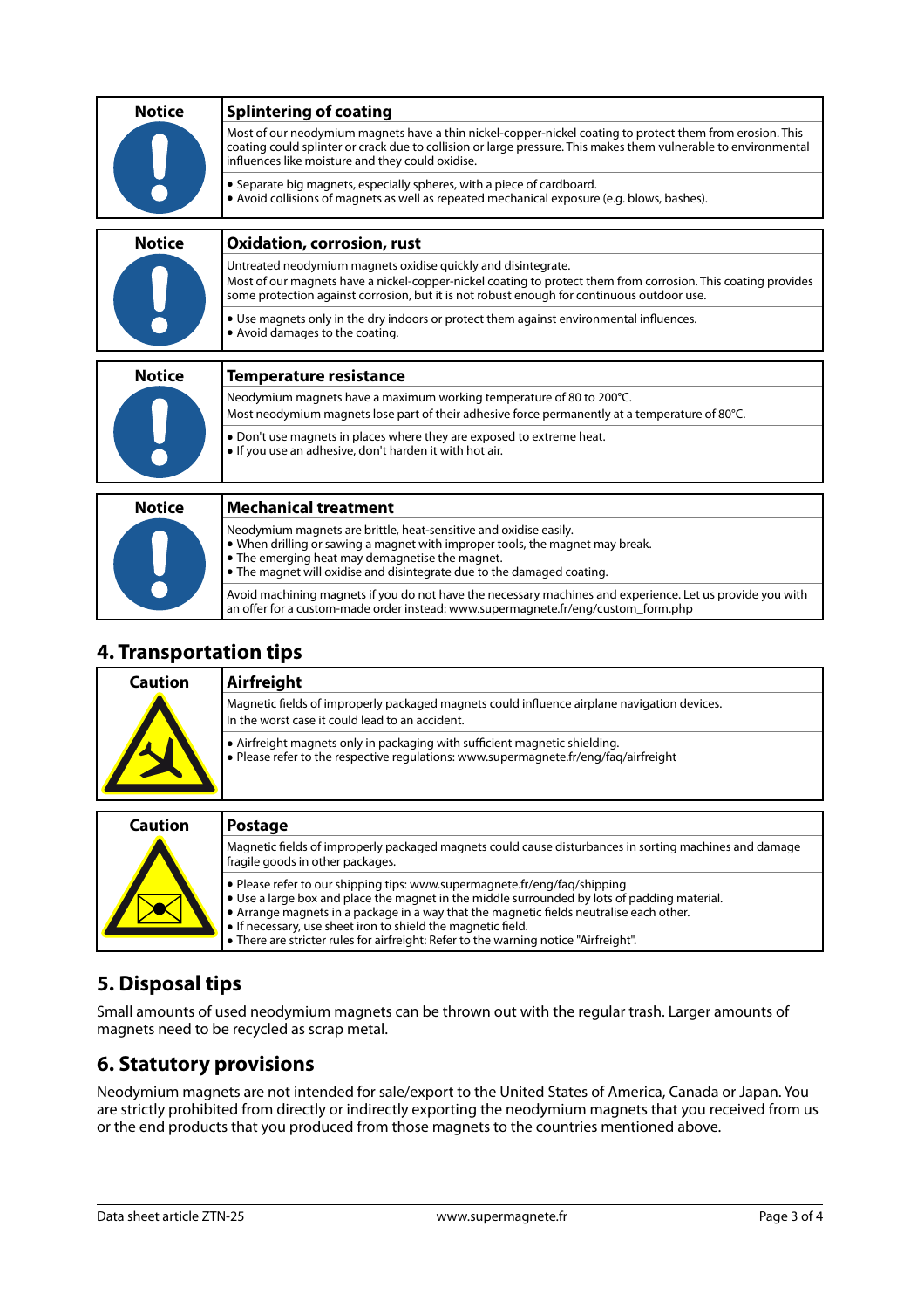| Notice | Splintering of coating |
|---|---|
| | Most of our neodymium magnets have a thin nickel-copper-nickel coating to protect them from erosion. This coating could splinter or crack due to collision or large pressure. This makes them vulnerable to environmental influences like moisture and they could oxidise. |
| | • Separate big magnets, especially spheres, with a piece of cardboard.<br>• Avoid collisions of magnets as well as repeated mechanical exposure (e.g. blows, bashes). |

| Notice | Oxidation, corrosion, rust |
|---|---|
| | Untreated neodymium magnets oxidise quickly and disintegrate.<br>Most of our magnets have a nickel-copper-nickel coating to protect them from corrosion. This coating provides some protection against corrosion, but it is not robust enough for continuous outdoor use. |
| | • Use magnets only in the dry indoors or protect them against environmental influences.<br>• Avoid damages to the coating. |

| Notice | Temperature resistance |
|---|---|
| | Neodymium magnets have a maximum working temperature of 80 to 200°C.<br>Most neodymium magnets lose part of their adhesive force permanently at a temperature of 80°C. |
| | • Don't use magnets in places where they are exposed to extreme heat.<br>• If you use an adhesive, don't harden it with hot air. |

| Notice | Mechanical treatment |
|---|---|
| | Neodymium magnets are brittle, heat-sensitive and oxidise easily.<br>• When drilling or sawing a magnet with improper tools, the magnet may break.<br>• The emerging heat may demagnetise the magnet.<br>• The magnet will oxidise and disintegrate due to the damaged coating. |
| | Avoid machining magnets if you do not have the necessary machines and experience. Let us provide you with an offer for a custom-made order instead: www.supermagnete.fr/eng/custom_form.php |

## 4. Transportation tips

| Caution | Airfreight |
|---|---|
| | Magnetic fields of improperly packaged magnets could influence airplane navigation devices.<br>In the worst case it could lead to an accident. |
| | • Airfreight magnets only in packaging with sufficient magnetic shielding.<br>• Please refer to the respective regulations: www.supermagnete.fr/eng/faq/airfreight |

| Caution | Postage |
|---|---|
| | Magnetic fields of improperly packaged magnets could cause disturbances in sorting machines and damage fragile goods in other packages. |
| | • Please refer to our shipping tips: www.supermagnete.fr/eng/faq/shipping<br>• Use a large box and place the magnet in the middle surrounded by lots of padding material.<br>• Arrange magnets in a package in a way that the magnetic fields neutralise each other.<br>• If necessary, use sheet iron to shield the magnetic field.<br>• There are stricter rules for airfreight: Refer to the warning notice "Airfreight". |

## 5. Disposal tips

Small amounts of used neodymium magnets can be thrown out with the regular trash. Larger amounts of magnets need to be recycled as scrap metal.

## 6. Statutory provisions

Neodymium magnets are not intended for sale/export to the United States of America, Canada or Japan. You are strictly prohibited from directly or indirectly exporting the neodymium magnets that you received from us or the end products that you produced from those magnets to the countries mentioned above.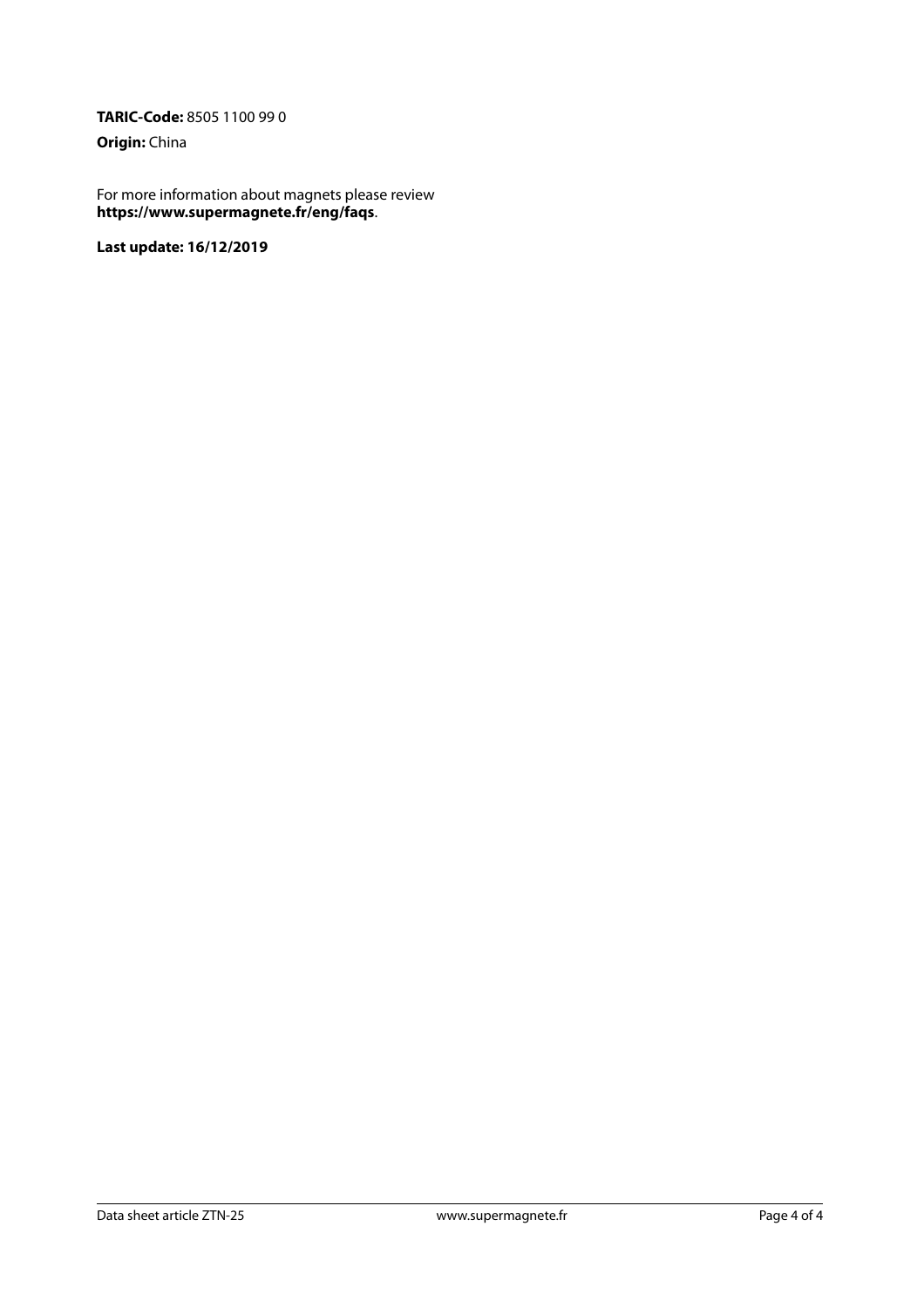**TARIC-Code:** 8505 1100 99 0

**Origin:** China

For more information about magnets please review
**https://www.supermagnete.fr/eng/faqs**.

**Last update: 16/12/2019**